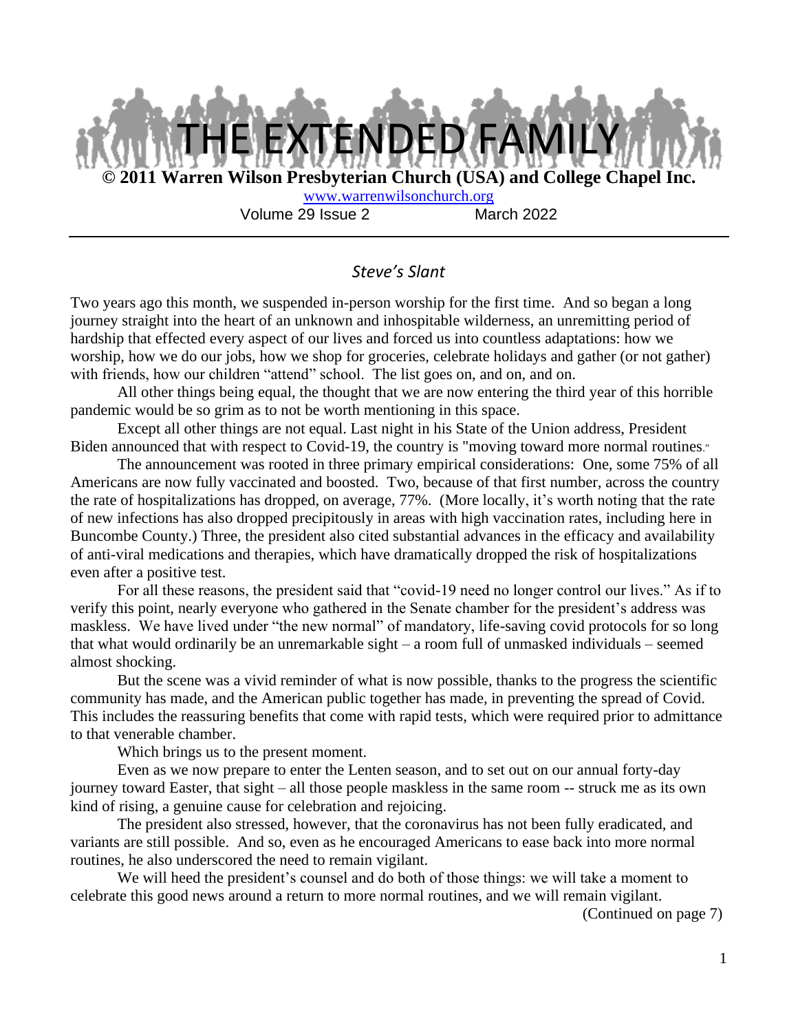# THE EXTENDED FAMILY

**© 2011 Warren Wilson Presbyterian Church (USA) and College Chapel Inc.**

www.warrenwilsonchurch.org

Volume 29 Issue 2 March 2022

---

## *Steve's Slant*

Two years ago this month, we suspended in-person worship for the first time. And so began a long journey straight into the heart of an unknown and inhospitable wilderness, an unremitting period of hardship that effected every aspect of our lives and forced us into countless adaptations: how we worship, how we do our jobs, how we shop for groceries, celebrate holidays and gather (or not gather) with friends, how our children "attend" school. The list goes on, and on, and on.

All other things being equal, the thought that we are now entering the third year of this horrible pandemic would be so grim as to not be worth mentioning in this space.

Except all other things are not equal. Last night in his State of the Union address, President Biden announced that with respect to Covid-19, the country is "moving toward more normal routines."

The announcement was rooted in three primary empirical considerations: One, some 75% of all Americans are now fully vaccinated and boosted. Two, because of that first number, across the country the rate of hospitalizations has dropped, on average, 77%. (More locally, it's worth noting that the rate of new infections has also dropped precipitously in areas with high vaccination rates, including here in Buncombe County.) Three, the president also cited substantial advances in the efficacy and availability of anti-viral medications and therapies, which have dramatically dropped the risk of hospitalizations even after a positive test.

For all these reasons, the president said that "covid-19 need no longer control our lives." As if to verify this point, nearly everyone who gathered in the Senate chamber for the president's address was maskless. We have lived under "the new normal" of mandatory, life-saving covid protocols for so long that what would ordinarily be an unremarkable sight – a room full of unmasked individuals – seemed almost shocking.

But the scene was a vivid reminder of what is now possible, thanks to the progress the scientific community has made, and the American public together has made, in preventing the spread of Covid. This includes the reassuring benefits that come with rapid tests, which were required prior to admittance to that venerable chamber.

Which brings us to the present moment.

Even as we now prepare to enter the Lenten season, and to set out on our annual forty-day journey toward Easter, that sight – all those people maskless in the same room -- struck me as its own kind of rising, a genuine cause for celebration and rejoicing.

The president also stressed, however, that the coronavirus has not been fully eradicated, and variants are still possible. And so, even as he encouraged Americans to ease back into more normal routines, he also underscored the need to remain vigilant.

We will heed the president's counsel and do both of those things: we will take a moment to celebrate this good news around a return to more normal routines, and we will remain vigilant.

(Continued on page 7)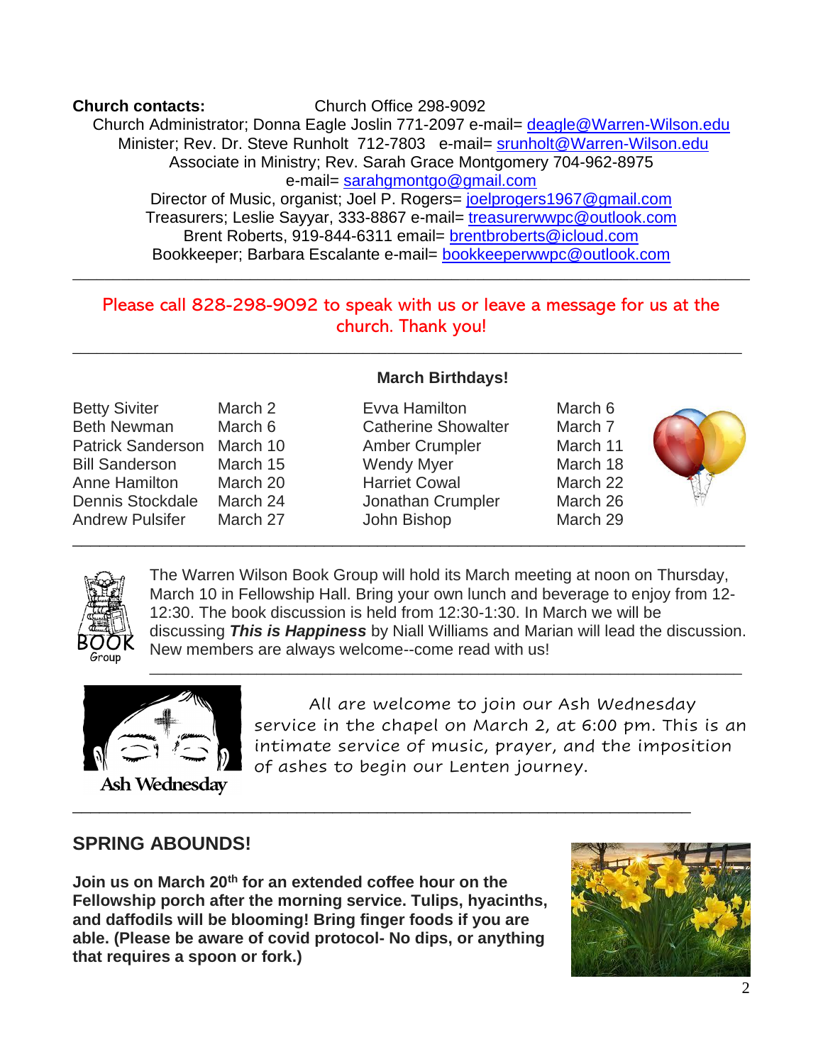**Church contacts:** Church Office 298-9092

Church Administrator; Donna Eagle Joslin 771-2097 e-mail= deagle@Warren-Wilson.edu
Minister; Rev. Dr. Steve Runholt 712-7803 e-mail= srunholt@Warren-Wilson.edu
Associate in Ministry; Rev. Sarah Grace Montgomery 704-962-8975
e-mail= sarahgmontgo@gmail.com
Director of Music, organist; Joel P. Rogers= joelprogers1967@gmail.com
Treasurers; Leslie Sayyar, 333-8867 e-mail= treasurerwwpc@outlook.com
Brent Roberts, 919-844-6311 email= brentbroberts@icloud.com
Bookkeeper; Barbara Escalante e-mail= bookkeeperwwpc@outlook.com

---

Please call 828-298-9092 to speak with us or leave a message for us at the church. Thank you!

---

**March Birthdays!**

| | | | |
|---|---|---|---|
| Betty Siviter | March 2 | Evva Hamilton | March 6 |
| Beth Newman | March 6 | Catherine Showalter | March 7 |
| Patrick Sanderson | March 10 | Amber Crumpler | March 11 |
| Bill Sanderson | March 15 | Wendy Myer | March 18 |
| Anne Hamilton | March 20 | Harriet Cowal | March 22 |
| Dennis Stockdale | March 24 | Jonathan Crumpler | March 26 |
| Andrew Pulsifer | March 27 | John Bishop | March 29 |

---

The Warren Wilson Book Group will hold its March meeting at noon on Thursday, March 10 in Fellowship Hall. Bring your own lunch and beverage to enjoy from 12-12:30. The book discussion is held from 12:30-1:30. In March we will be discussing ***This is Happiness*** by Niall Williams and Marian will lead the discussion. New members are always welcome--come read with us!

---

All are welcome to join our Ash Wednesday service in the chapel on March 2, at 6:00 pm. This is an intimate service of music, prayer, and the imposition of ashes to begin our Lenten journey.

---

## SPRING ABOUNDS!

**Join us on March 20th for an extended coffee hour on the Fellowship porch after the morning service. Tulips, hyacinths, and daffodils will be blooming! Bring finger foods if you are able. (Please be aware of covid protocol- No dips, or anything that requires a spoon or fork.)**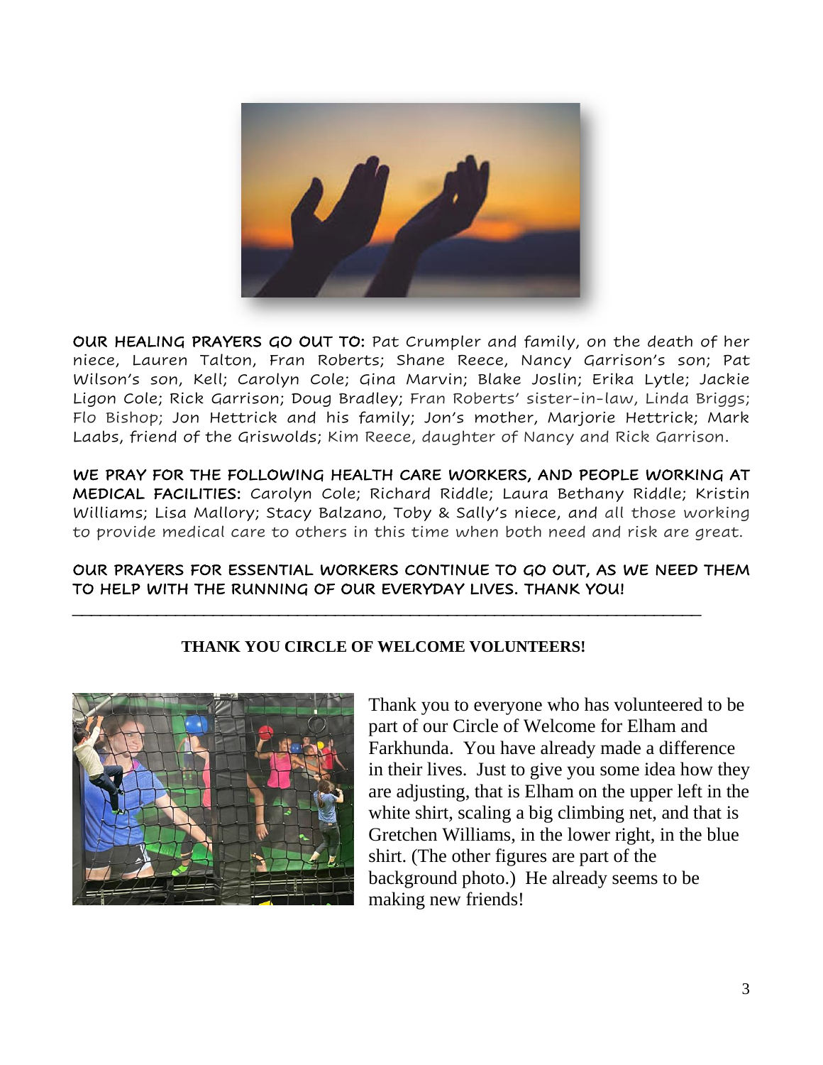**OUR HEALING PRAYERS GO OUT TO:** Pat Crumpler and family, on the death of her niece, Lauren Talton, Fran Roberts; Shane Reece, Nancy Garrison's son; Pat Wilson's son, Kell; Carolyn Cole; Gina Marvin; Blake Joslin; Erika Lytle; Jackie Ligon Cole; Rick Garrison; Doug Bradley; Fran Roberts' sister-in-law, Linda Briggs; Flo Bishop; Jon Hettrick and his family; Jon's mother, Marjorie Hettrick; Mark Laabs, friend of the Griswolds; Kim Reece, daughter of Nancy and Rick Garrison.

**WE PRAY FOR THE FOLLOWING HEALTH CARE WORKERS, AND PEOPLE WORKING AT MEDICAL FACILITIES:** Carolyn Cole; Richard Riddle; Laura Bethany Riddle; Kristin Williams; Lisa Mallory; Stacy Balzano, Toby & Sally's niece, and all those working to provide medical care to others in this time when both need and risk are great.

**OUR PRAYERS FOR ESSENTIAL WORKERS CONTINUE TO GO OUT, AS WE NEED THEM TO HELP WITH THE RUNNING OF OUR EVERYDAY LIVES. THANK YOU!**

---

**THANK YOU CIRCLE OF WELCOME VOLUNTEERS!**

Thank you to everyone who has volunteered to be part of our Circle of Welcome for Elham and Farkhunda. You have already made a difference in their lives. Just to give you some idea how they are adjusting, that is Elham on the upper left in the white shirt, scaling a big climbing net, and that is Gretchen Williams, in the lower right, in the blue shirt. (The other figures are part of the background photo.) He already seems to be making new friends!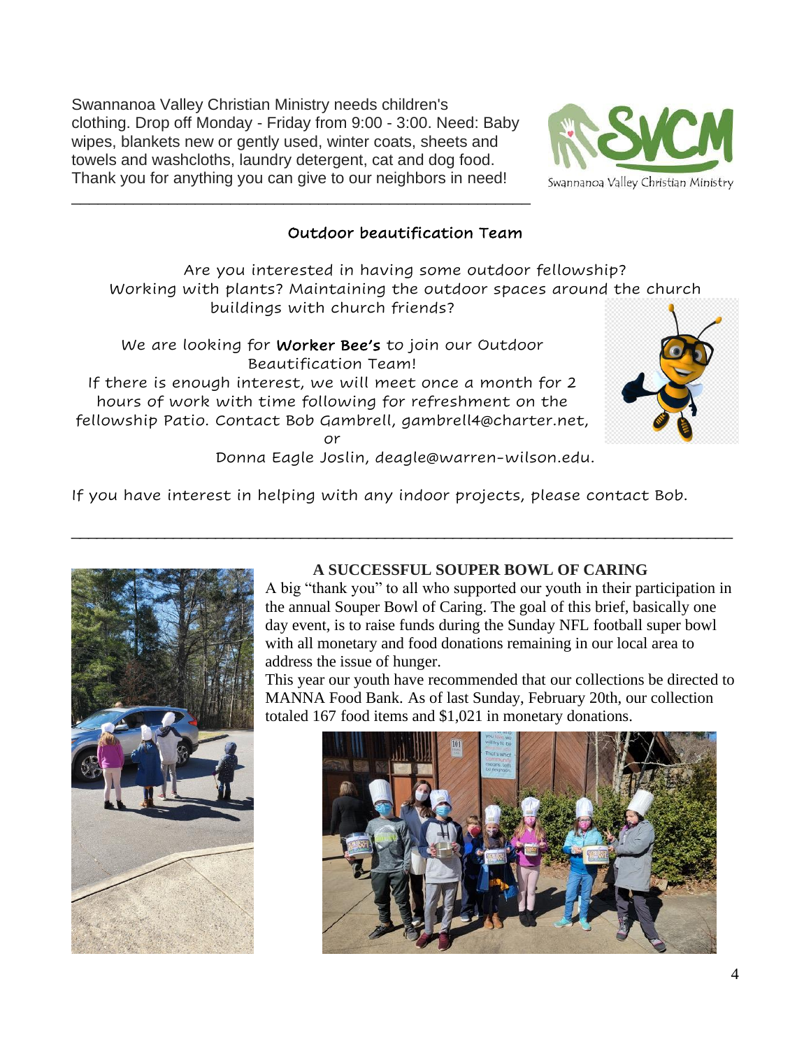Swannanoa Valley Christian Ministry needs children's clothing. Drop off Monday - Friday from 9:00 - 3:00. Need: Baby wipes, blankets new or gently used, winter coats, sheets and towels and washcloths, laundry detergent, cat and dog food. Thank you for anything you can give to our neighbors in need!

---

## Outdoor beautification Team

Are you interested in having some outdoor fellowship? Working with plants? Maintaining the outdoor spaces around the church buildings with church friends?

We are looking for **Worker Bee's** to join our Outdoor Beautification Team! If there is enough interest, we will meet once a month for 2 hours of work with time following for refreshment on the fellowship Patio. Contact Bob Gambrell, gambrell4@charter.net, or Donna Eagle Joslin, deagle@warren-wilson.edu.

If you have interest in helping with any indoor projects, please contact Bob.

---

## A SUCCESSFUL SOUPER BOWL OF CARING

A big "thank you" to all who supported our youth in their participation in the annual Souper Bowl of Caring. The goal of this brief, basically one day event, is to raise funds during the Sunday NFL football super bowl with all monetary and food donations remaining in our local area to address the issue of hunger.

This year our youth have recommended that our collections be directed to MANNA Food Bank. As of last Sunday, February 20th, our collection totaled 167 food items and $1,021 in monetary donations.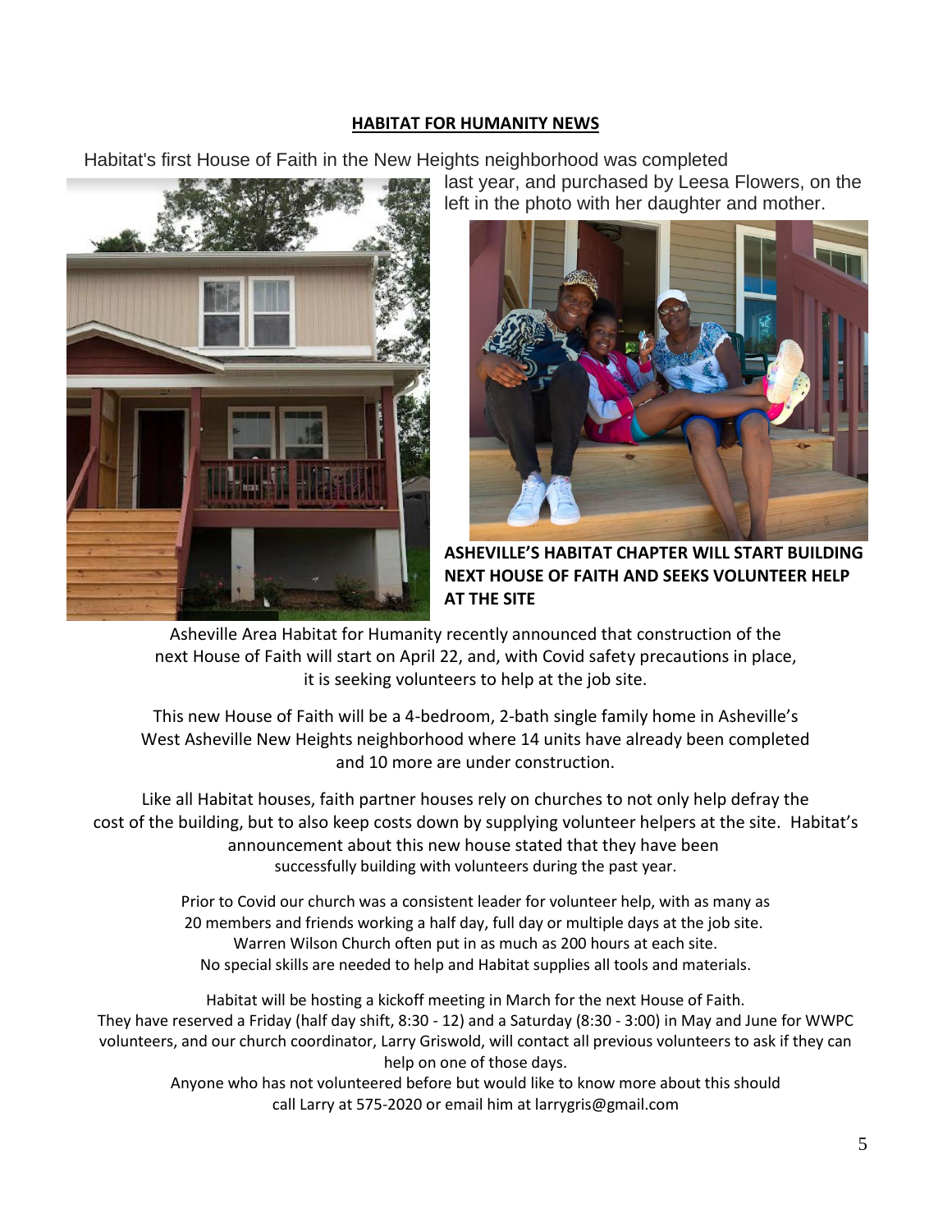**HABITAT FOR HUMANITY NEWS**

Habitat's first House of Faith in the New Heights neighborhood was completed last year, and purchased by Leesa Flowers, on the left in the photo with her daughter and mother.

**ASHEVILLE'S HABITAT CHAPTER WILL START BUILDING NEXT HOUSE OF FAITH AND SEEKS VOLUNTEER HELP AT THE SITE**

Asheville Area Habitat for Humanity recently announced that construction of the next House of Faith will start on April 22, and, with Covid safety precautions in place, it is seeking volunteers to help at the job site.

This new House of Faith will be a 4-bedroom, 2-bath single family home in Asheville's West Asheville New Heights neighborhood where 14 units have already been completed and 10 more are under construction.

Like all Habitat houses, faith partner houses rely on churches to not only help defray the cost of the building, but to also keep costs down by supplying volunteer helpers at the site. Habitat's announcement about this new house stated that they have been successfully building with volunteers during the past year.

Prior to Covid our church was a consistent leader for volunteer help, with as many as 20 members and friends working a half day, full day or multiple days at the job site. Warren Wilson Church often put in as much as 200 hours at each site. No special skills are needed to help and Habitat supplies all tools and materials.

Habitat will be hosting a kickoff meeting in March for the next House of Faith. They have reserved a Friday (half day shift, 8:30 - 12) and a Saturday (8:30 - 3:00) in May and June for WWPC volunteers, and our church coordinator, Larry Griswold, will contact all previous volunteers to ask if they can help on one of those days.

Anyone who has not volunteered before but would like to know more about this should call Larry at 575-2020 or email him at larrygris@gmail.com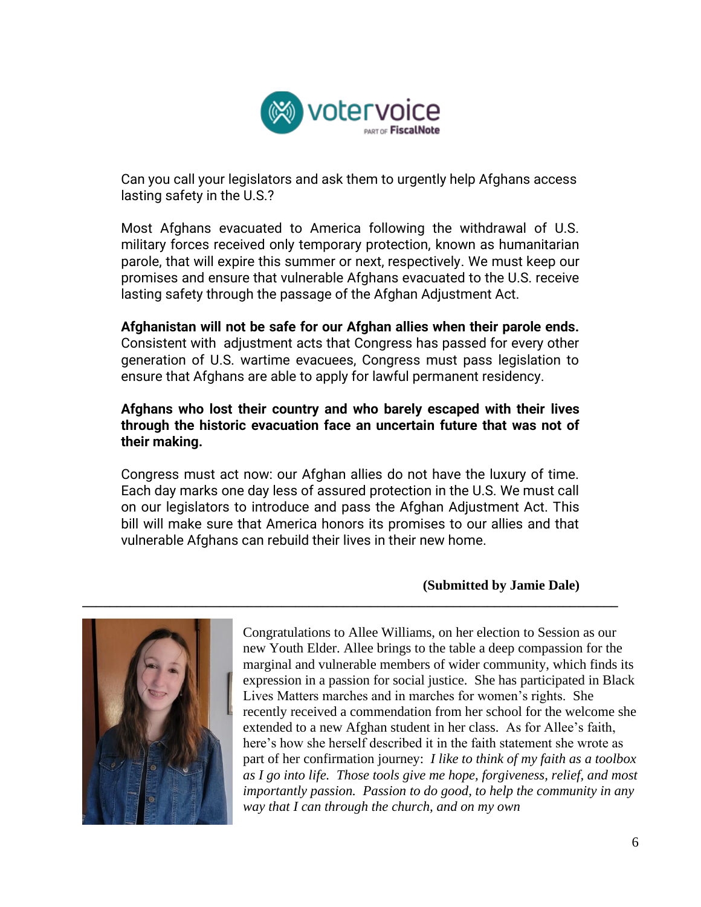Can you call your legislators and ask them to urgently help Afghans access lasting safety in the U.S.?

Most Afghans evacuated to America following the withdrawal of U.S. military forces received only temporary protection, known as humanitarian parole, that will expire this summer or next, respectively. We must keep our promises and ensure that vulnerable Afghans evacuated to the U.S. receive lasting safety through the passage of the Afghan Adjustment Act.

**Afghanistan will not be safe for our Afghan allies when their parole ends.** Consistent with adjustment acts that Congress has passed for every other generation of U.S. wartime evacuees, Congress must pass legislation to ensure that Afghans are able to apply for lawful permanent residency.

**Afghans who lost their country and who barely escaped with their lives through the historic evacuation face an uncertain future that was not of their making.**

Congress must act now: our Afghan allies do not have the luxury of time. Each day marks one day less of assured protection in the U.S. We must call on our legislators to introduce and pass the Afghan Adjustment Act. This bill will make sure that America honors its promises to our allies and that vulnerable Afghans can rebuild their lives in their new home.

**(Submitted by Jamie Dale)**

---

Congratulations to Allee Williams, on her election to Session as our new Youth Elder. Allee brings to the table a deep compassion for the marginal and vulnerable members of wider community, which finds its expression in a passion for social justice. She has participated in Black Lives Matters marches and in marches for women's rights. She recently received a commendation from her school for the welcome she extended to a new Afghan student in her class. As for Allee's faith, here's how she herself described it in the faith statement she wrote as part of her confirmation journey: *I like to think of my faith as a toolbox as I go into life. Those tools give me hope, forgiveness, relief, and most importantly passion. Passion to do good, to help the community in any way that I can through the church, and on my own*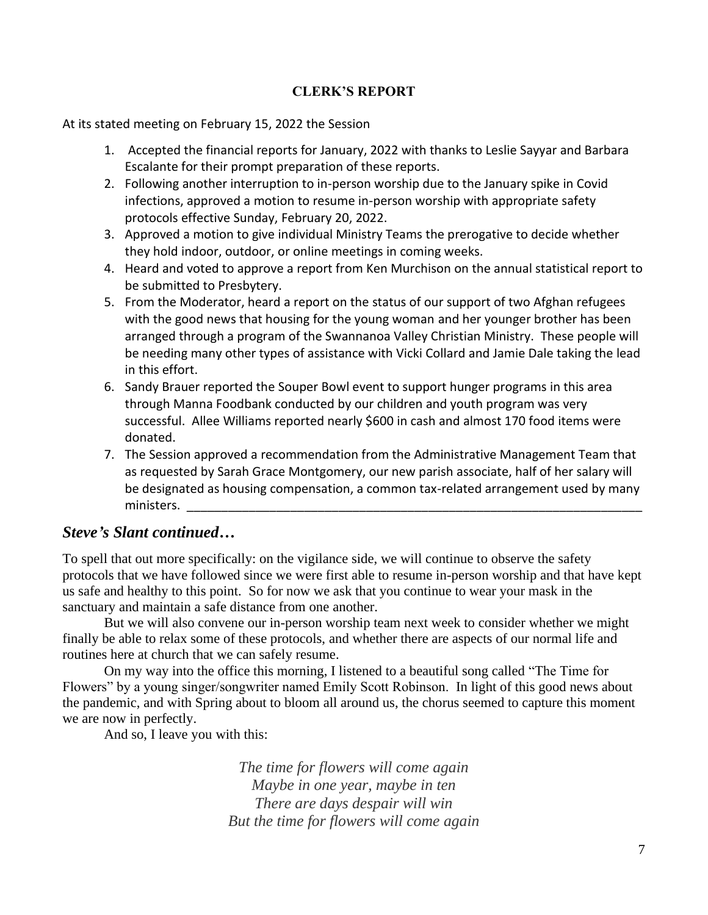## CLERK'S REPORT

At its stated meeting on February 15, 2022 the Session

1. Accepted the financial reports for January, 2022 with thanks to Leslie Sayyar and Barbara Escalante for their prompt preparation of these reports.
2. Following another interruption to in-person worship due to the January spike in Covid infections, approved a motion to resume in-person worship with appropriate safety protocols effective Sunday, February 20, 2022.
3. Approved a motion to give individual Ministry Teams the prerogative to decide whether they hold indoor, outdoor, or online meetings in coming weeks.
4. Heard and voted to approve a report from Ken Murchison on the annual statistical report to be submitted to Presbytery.
5. From the Moderator, heard a report on the status of our support of two Afghan refugees with the good news that housing for the young woman and her younger brother has been arranged through a program of the Swannanoa Valley Christian Ministry. These people will be needing many other types of assistance with Vicki Collard and Jamie Dale taking the lead in this effort.
6. Sandy Brauer reported the Souper Bowl event to support hunger programs in this area through Manna Foodbank conducted by our children and youth program was very successful. Allee Williams reported nearly $600 in cash and almost 170 food items were donated.
7. The Session approved a recommendation from the Administrative Management Team that as requested by Sarah Grace Montgomery, our new parish associate, half of her salary will be designated as housing compensation, a common tax-related arrangement used by many ministers.

---

## *Steve's Slant continued…*

To spell that out more specifically: on the vigilance side, we will continue to observe the safety protocols that we have followed since we were first able to resume in-person worship and that have kept us safe and healthy to this point. So for now we ask that you continue to wear your mask in the sanctuary and maintain a safe distance from one another.

But we will also convene our in-person worship team next week to consider whether we might finally be able to relax some of these protocols, and whether there are aspects of our normal life and routines here at church that we can safely resume.

On my way into the office this morning, I listened to a beautiful song called "The Time for Flowers" by a young singer/songwriter named Emily Scott Robinson. In light of this good news about the pandemic, and with Spring about to bloom all around us, the chorus seemed to capture this moment we are now in perfectly.

And so, I leave you with this:

*The time for flowers will come again*
*Maybe in one year, maybe in ten*
*There are days despair will win*
*But the time for flowers will come again*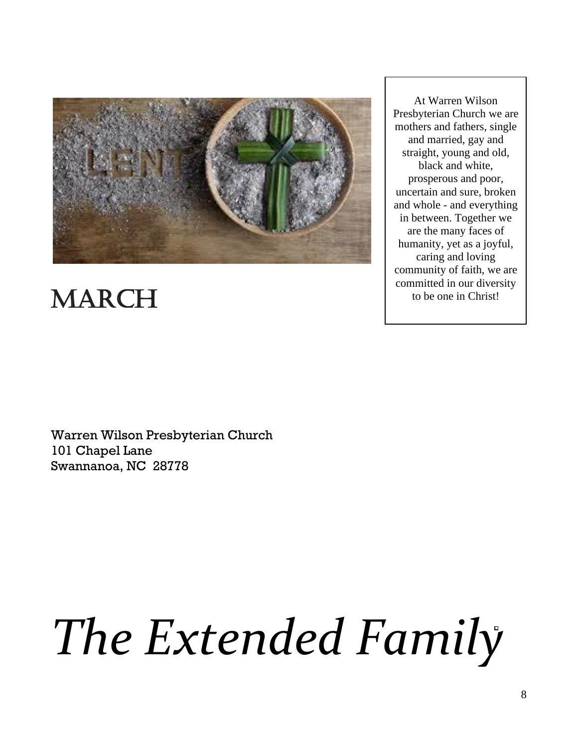# MARCH

At Warren Wilson Presbyterian Church we are mothers and fathers, single and married, gay and straight, young and old, black and white, prosperous and poor, uncertain and sure, broken and whole - and everything in between. Together we are the many faces of humanity, yet as a joyful, caring and loving community of faith, we are committed in our diversity to be one in Christ!

Warren Wilson Presbyterian Church
101 Chapel Lane
Swannanoa, NC 28778

# *The Extended Family*